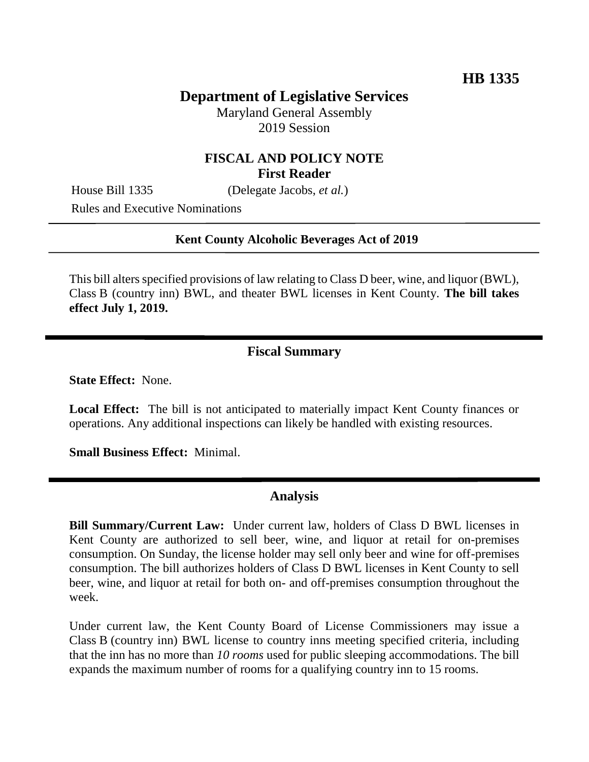**HB 1335**

# Department of Legislative Services

Maryland General Assembly
2019 Session

## FISCAL AND POLICY NOTE
**First Reader**

House Bill 1335 (Delegate Jacobs, *et al.*)
Rules and Executive Nominations

---

**Kent County Alcoholic Beverages Act of 2019**

---

This bill alters specified provisions of law relating to Class D beer, wine, and liquor (BWL), Class B (country inn) BWL, and theater BWL licenses in Kent County. **The bill takes effect July 1, 2019.**

---

## Fiscal Summary

**State Effect:** None.

**Local Effect:** The bill is not anticipated to materially impact Kent County finances or operations. Any additional inspections can likely be handled with existing resources.

**Small Business Effect:** Minimal.

---

## Analysis

**Bill Summary/Current Law:** Under current law, holders of Class D BWL licenses in Kent County are authorized to sell beer, wine, and liquor at retail for on-premises consumption. On Sunday, the license holder may sell only beer and wine for off-premises consumption. The bill authorizes holders of Class D BWL licenses in Kent County to sell beer, wine, and liquor at retail for both on- and off-premises consumption throughout the week.

Under current law, the Kent County Board of License Commissioners may issue a Class B (country inn) BWL license to country inns meeting specified criteria, including that the inn has no more than *10 rooms* used for public sleeping accommodations. The bill expands the maximum number of rooms for a qualifying country inn to 15 rooms.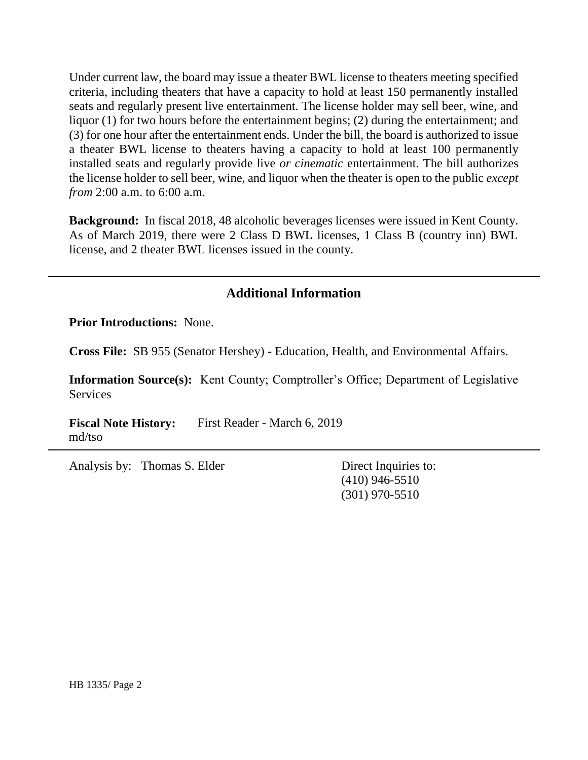Under current law, the board may issue a theater BWL license to theaters meeting specified criteria, including theaters that have a capacity to hold at least 150 permanently installed seats and regularly present live entertainment. The license holder may sell beer, wine, and liquor (1) for two hours before the entertainment begins; (2) during the entertainment; and (3) for one hour after the entertainment ends. Under the bill, the board is authorized to issue a theater BWL license to theaters having a capacity to hold at least 100 permanently installed seats and regularly provide live *or cinematic* entertainment. The bill authorizes the license holder to sell beer, wine, and liquor when the theater is open to the public *except from* 2:00 a.m. to 6:00 a.m.

**Background:** In fiscal 2018, 48 alcoholic beverages licenses were issued in Kent County. As of March 2019, there were 2 Class D BWL licenses, 1 Class B (country inn) BWL license, and 2 theater BWL licenses issued in the county.

## Additional Information

**Prior Introductions:** None.

**Cross File:** SB 955 (Senator Hershey) - Education, Health, and Environmental Affairs.

**Information Source(s):** Kent County; Comptroller's Office; Department of Legislative Services

**Fiscal Note History:** First Reader - March 6, 2019
md/tso

Analysis by: Thomas S. Elder

Direct Inquiries to:
(410) 946-5510
(301) 970-5510